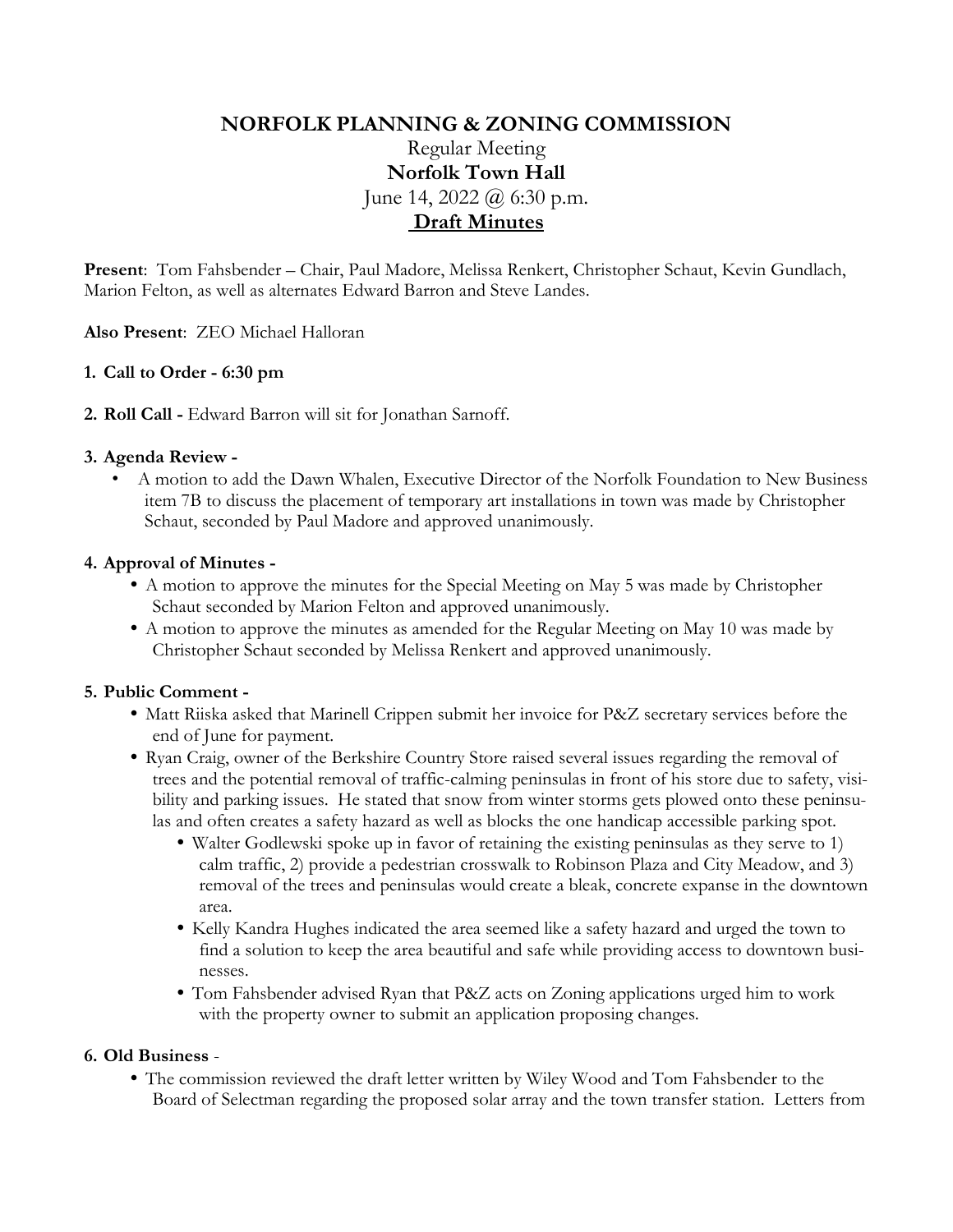# NORFOLK PLANNING & ZONING COMMISSION

Regular Meeting

**Norfolk Town Hall**

June 14, 2022 @ 6:30 p.m.

**Draft Minutes**

**Present**: Tom Fahsbender – Chair, Paul Madore, Melissa Renkert, Christopher Schaut, Kevin Gundlach, Marion Felton, as well as alternates Edward Barron and Steve Landes.

**Also Present**: ZEO Michael Halloran

**1. Call to Order - 6:30 pm**

**2. Roll Call -** Edward Barron will sit for Jonathan Sarnoff.

**3. Agenda Review -**

- A motion to add the Dawn Whalen, Executive Director of the Norfolk Foundation to New Business item 7B to discuss the placement of temporary art installations in town was made by Christopher Schaut, seconded by Paul Madore and approved unanimously.

**4. Approval of Minutes -**

- A motion to approve the minutes for the Special Meeting on May 5 was made by Christopher Schaut seconded by Marion Felton and approved unanimously.
- A motion to approve the minutes as amended for the Regular Meeting on May 10 was made by Christopher Schaut seconded by Melissa Renkert and approved unanimously.

**5. Public Comment -**

- Matt Riiska asked that Marinell Crippen submit her invoice for P&Z secretary services before the end of June for payment.
- Ryan Craig, owner of the Berkshire Country Store raised several issues regarding the removal of trees and the potential removal of traffic-calming peninsulas in front of his store due to safety, visibility and parking issues. He stated that snow from winter storms gets plowed onto these peninsulas and often creates a safety hazard as well as blocks the one handicap accessible parking spot.
  - Walter Godlewski spoke up in favor of retaining the existing peninsulas as they serve to 1) calm traffic, 2) provide a pedestrian crosswalk to Robinson Plaza and City Meadow, and 3) removal of the trees and peninsulas would create a bleak, concrete expanse in the downtown area.
  - Kelly Kandra Hughes indicated the area seemed like a safety hazard and urged the town to find a solution to keep the area beautiful and safe while providing access to downtown businesses.
  - Tom Fahsbender advised Ryan that P&Z acts on Zoning applications urged him to work with the property owner to submit an application proposing changes.

**6. Old Business** -

- The commission reviewed the draft letter written by Wiley Wood and Tom Fahsbender to the Board of Selectman regarding the proposed solar array and the town transfer station. Letters from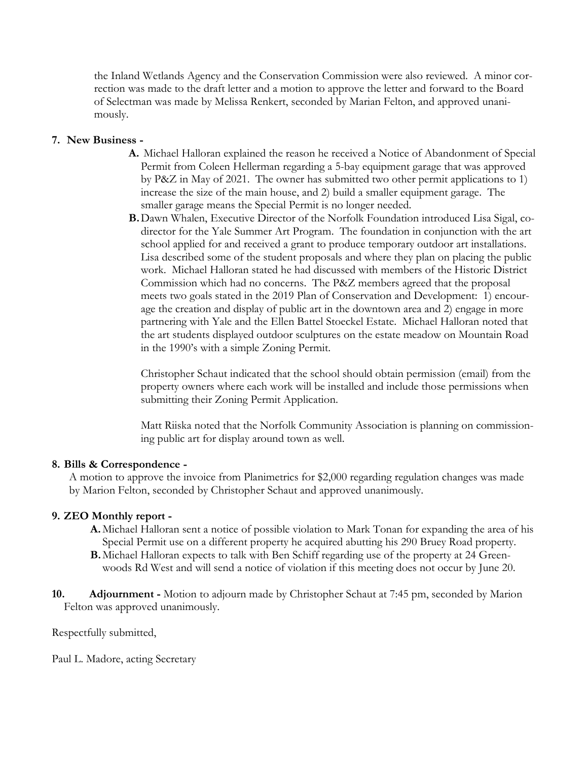the Inland Wetlands Agency and the Conservation Commission were also reviewed. A minor correction was made to the draft letter and a motion to approve the letter and forward to the Board of Selectman was made by Melissa Renkert, seconded by Marian Felton, and approved unanimously.

**7. New Business -**

**A.** Michael Halloran explained the reason he received a Notice of Abandonment of Special Permit from Coleen Hellerman regarding a 5-bay equipment garage that was approved by P&Z in May of 2021. The owner has submitted two other permit applications to 1) increase the size of the main house, and 2) build a smaller equipment garage. The smaller garage means the Special Permit is no longer needed.

**B.** Dawn Whalen, Executive Director of the Norfolk Foundation introduced Lisa Sigal, co-director for the Yale Summer Art Program. The foundation in conjunction with the art school applied for and received a grant to produce temporary outdoor art installations. Lisa described some of the student proposals and where they plan on placing the public work. Michael Halloran stated he had discussed with members of the Historic District Commission which had no concerns. The P&Z members agreed that the proposal meets two goals stated in the 2019 Plan of Conservation and Development: 1) encourage the creation and display of public art in the downtown area and 2) engage in more partnering with Yale and the Ellen Battel Stoeckel Estate. Michael Halloran noted that the art students displayed outdoor sculptures on the estate meadow on Mountain Road in the 1990's with a simple Zoning Permit.

Christopher Schaut indicated that the school should obtain permission (email) from the property owners where each work will be installed and include those permissions when submitting their Zoning Permit Application.

Matt Riiska noted that the Norfolk Community Association is planning on commissioning public art for display around town as well.

**8. Bills & Correspondence -**

A motion to approve the invoice from Planimetrics for $2,000 regarding regulation changes was made by Marion Felton, seconded by Christopher Schaut and approved unanimously.

**9. ZEO Monthly report -**

**A.** Michael Halloran sent a notice of possible violation to Mark Tonan for expanding the area of his Special Permit use on a different property he acquired abutting his 290 Bruey Road property.

**B.** Michael Halloran expects to talk with Ben Schiff regarding use of the property at 24 Greenwoods Rd West and will send a notice of violation if this meeting does not occur by June 20.

**10. Adjournment -** Motion to adjourn made by Christopher Schaut at 7:45 pm, seconded by Marion Felton was approved unanimously.

Respectfully submitted,

Paul L. Madore, acting Secretary